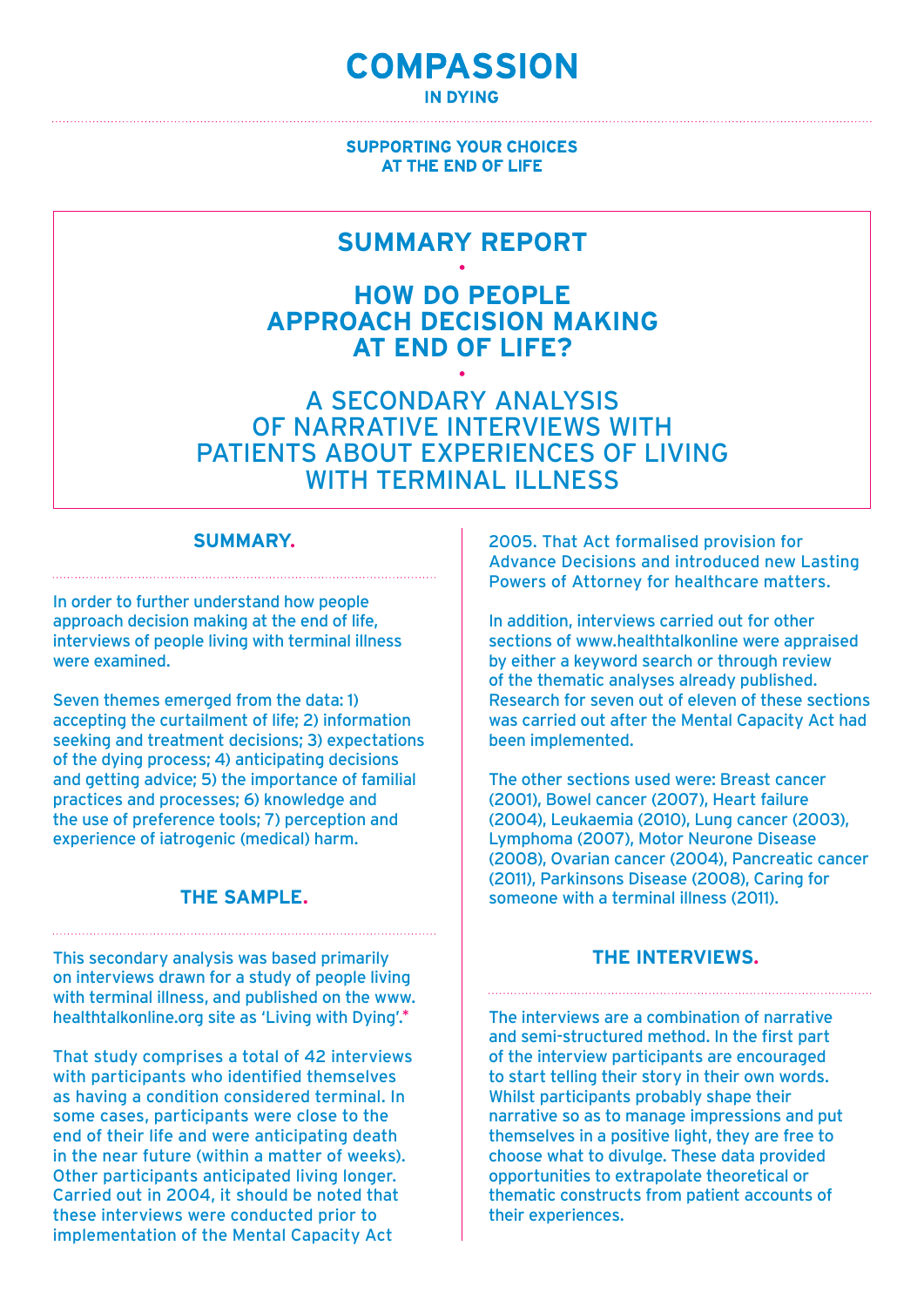# COMPASSION

IN DYING

SUPPORTING YOUR CHOICES AT THE END OF LIFE

## SUMMARY REPORT

## HOW DO PEOPLE APPROACH DECISION MAKING AT END OF LIFE?

## A SECONDARY ANALYSIS OF NARRATIVE INTERVIEWS WITH PATIENTS ABOUT EXPERIENCES OF LIVING WITH TERMINAL ILLNESS

### SUMMARY.

In order to further understand how people approach decision making at the end of life, interviews of people living with terminal illness were examined.

Seven themes emerged from the data: 1) accepting the curtailment of life; 2) information seeking and treatment decisions; 3) expectations of the dying process; 4) anticipating decisions and getting advice; 5) the importance of familial practices and processes; 6) knowledge and the use of preference tools; 7) perception and experience of iatrogenic (medical) harm.

### THE SAMPLE.

This secondary analysis was based primarily on interviews drawn for a study of people living with terminal illness, and published on the www.healthtalkonline.org site as 'Living with Dying'.*

That study comprises a total of 42 interviews with participants who identified themselves as having a condition considered terminal. In some cases, participants were close to the end of their life and were anticipating death in the near future (within a matter of weeks). Other participants anticipated living longer. Carried out in 2004, it should be noted that these interviews were conducted prior to implementation of the Mental Capacity Act 2005. That Act formalised provision for Advance Decisions and introduced new Lasting Powers of Attorney for healthcare matters.

In addition, interviews carried out for other sections of www.healthtalkonline were appraised by either a keyword search or through review of the thematic analyses already published. Research for seven out of eleven of these sections was carried out after the Mental Capacity Act had been implemented.

The other sections used were: Breast cancer (2001), Bowel cancer (2007), Heart failure (2004), Leukaemia (2010), Lung cancer (2003), Lymphoma (2007), Motor Neurone Disease (2008), Ovarian cancer (2004), Pancreatic cancer (2011), Parkinsons Disease (2008), Caring for someone with a terminal illness (2011).

### THE INTERVIEWS.

The interviews are a combination of narrative and semi-structured method. In the first part of the interview participants are encouraged to start telling their story in their own words. Whilst participants probably shape their narrative so as to manage impressions and put themselves in a positive light, they are free to choose what to divulge. These data provided opportunities to extrapolate theoretical or thematic constructs from patient accounts of their experiences.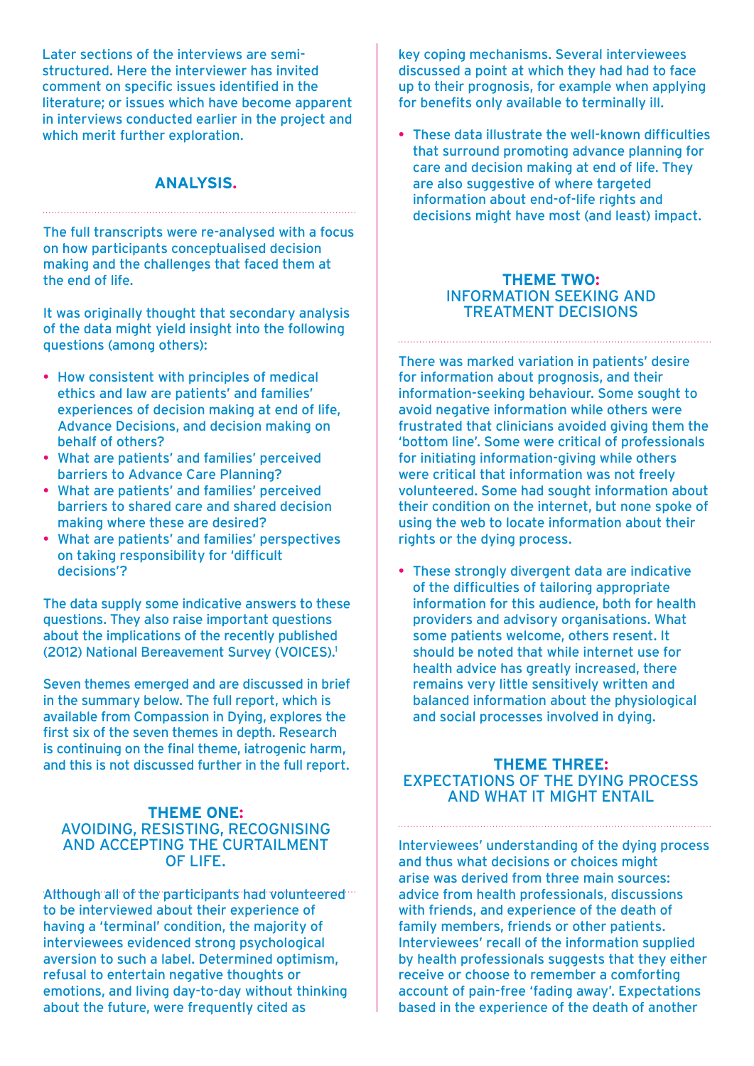Later sections of the interviews are semi-structured. Here the interviewer has invited comment on specific issues identified in the literature; or issues which have become apparent in interviews conducted earlier in the project and which merit further exploration.

## ANALYSIS.

The full transcripts were re-analysed with a focus on how participants conceptualised decision making and the challenges that faced them at the end of life.

It was originally thought that secondary analysis of the data might yield insight into the following questions (among others):

- How consistent with principles of medical ethics and law are patients' and families' experiences of decision making at end of life, Advance Decisions, and decision making on behalf of others?
- What are patients' and families' perceived barriers to Advance Care Planning?
- What are patients' and families' perceived barriers to shared care and shared decision making where these are desired?
- What are patients' and families' perspectives on taking responsibility for 'difficult decisions'?

The data supply some indicative answers to these questions. They also raise important questions about the implications of the recently published (2012) National Bereavement Survey (VOICES).[1]

Seven themes emerged and are discussed in brief in the summary below. The full report, which is available from Compassion in Dying, explores the first six of the seven themes in depth. Research is continuing on the final theme, iatrogenic harm, and this is not discussed further in the full report.

## THEME ONE: AVOIDING, RESISTING, RECOGNISING AND ACCEPTING THE CURTAILMENT OF LIFE.

Although all of the participants had volunteered to be interviewed about their experience of having a 'terminal' condition, the majority of interviewees evidenced strong psychological aversion to such a label. Determined optimism, refusal to entertain negative thoughts or emotions, and living day-to-day without thinking about the future, were frequently cited as key coping mechanisms. Several interviewees discussed a point at which they had had to face up to their prognosis, for example when applying for benefits only available to terminally ill.

- These data illustrate the well-known difficulties that surround promoting advance planning for care and decision making at end of life. They are also suggestive of where targeted information about end-of-life rights and decisions might have most (and least) impact.

## THEME TWO: INFORMATION SEEKING AND TREATMENT DECISIONS

There was marked variation in patients' desire for information about prognosis, and their information-seeking behaviour. Some sought to avoid negative information while others were frustrated that clinicians avoided giving them the 'bottom line'. Some were critical of professionals for initiating information-giving while others were critical that information was not freely volunteered. Some had sought information about their condition on the internet, but none spoke of using the web to locate information about their rights or the dying process.

- These strongly divergent data are indicative of the difficulties of tailoring appropriate information for this audience, both for health providers and advisory organisations. What some patients welcome, others resent. It should be noted that while internet use for health advice has greatly increased, there remains very little sensitively written and balanced information about the physiological and social processes involved in dying.

## THEME THREE: EXPECTATIONS OF THE DYING PROCESS AND WHAT IT MIGHT ENTAIL

Interviewees' understanding of the dying process and thus what decisions or choices might arise was derived from three main sources: advice from health professionals, discussions with friends, and experience of the death of family members, friends or other patients. Interviewees' recall of the information supplied by health professionals suggests that they either receive or choose to remember a comforting account of pain-free 'fading away'. Expectations based in the experience of the death of another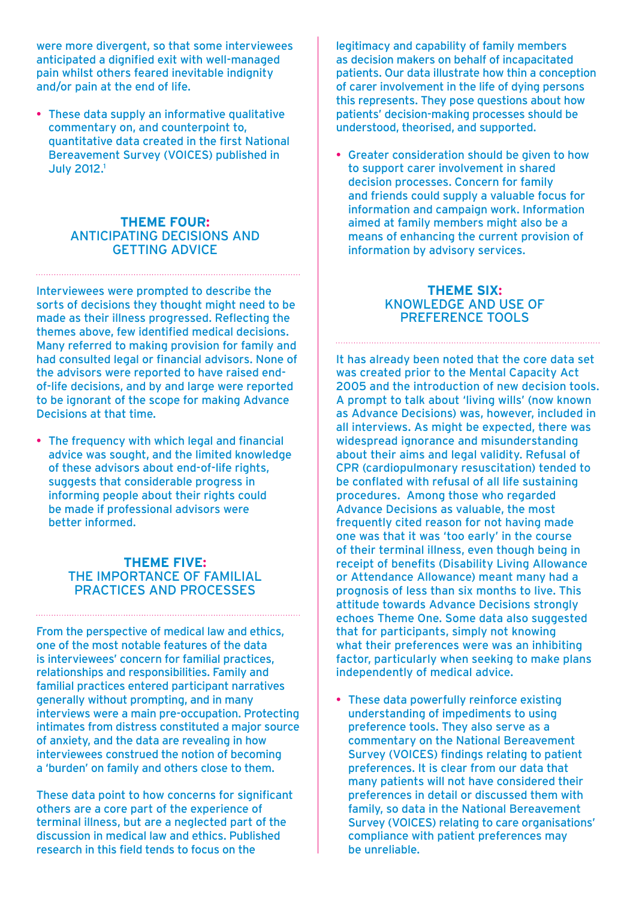were more divergent, so that some interviewees anticipated a dignified exit with well-managed pain whilst others feared inevitable indignity and/or pain at the end of life.

- These data supply an informative qualitative commentary on, and counterpoint to, quantitative data created in the first National Bereavement Survey (VOICES) published in July 2012.[1]

## THEME FOUR: ANTICIPATING DECISIONS AND GETTING ADVICE

Interviewees were prompted to describe the sorts of decisions they thought might need to be made as their illness progressed. Reflecting the themes above, few identified medical decisions. Many referred to making provision for family and had consulted legal or financial advisors. None of the advisors were reported to have raised end-of-life decisions, and by and large were reported to be ignorant of the scope for making Advance Decisions at that time.

- The frequency with which legal and financial advice was sought, and the limited knowledge of these advisors about end-of-life rights, suggests that considerable progress in informing people about their rights could be made if professional advisors were better informed.

## THEME FIVE: THE IMPORTANCE OF FAMILIAL PRACTICES AND PROCESSES

From the perspective of medical law and ethics, one of the most notable features of the data is interviewees' concern for familial practices, relationships and responsibilities. Family and familial practices entered participant narratives generally without prompting, and in many interviews were a main pre-occupation. Protecting intimates from distress constituted a major source of anxiety, and the data are revealing in how interviewees construed the notion of becoming a 'burden' on family and others close to them.

These data point to how concerns for significant others are a core part of the experience of terminal illness, but are a neglected part of the discussion in medical law and ethics. Published research in this field tends to focus on the legitimacy and capability of family members as decision makers on behalf of incapacitated patients. Our data illustrate how thin a conception of carer involvement in the life of dying persons this represents. They pose questions about how patients' decision-making processes should be understood, theorised, and supported.

- Greater consideration should be given to how to support carer involvement in shared decision processes. Concern for family and friends could supply a valuable focus for information and campaign work. Information aimed at family members might also be a means of enhancing the current provision of information by advisory services.

## THEME SIX: KNOWLEDGE AND USE OF PREFERENCE TOOLS

It has already been noted that the core data set was created prior to the Mental Capacity Act 2005 and the introduction of new decision tools. A prompt to talk about 'living wills' (now known as Advance Decisions) was, however, included in all interviews. As might be expected, there was widespread ignorance and misunderstanding about their aims and legal validity. Refusal of CPR (cardiopulmonary resuscitation) tended to be conflated with refusal of all life sustaining procedures. Among those who regarded Advance Decisions as valuable, the most frequently cited reason for not having made one was that it was 'too early' in the course of their terminal illness, even though being in receipt of benefits (Disability Living Allowance or Attendance Allowance) meant many had a prognosis of less than six months to live. This attitude towards Advance Decisions strongly echoes Theme One. Some data also suggested that for participants, simply not knowing what their preferences were was an inhibiting factor, particularly when seeking to make plans independently of medical advice.

- These data powerfully reinforce existing understanding of impediments to using preference tools. They also serve as a commentary on the National Bereavement Survey (VOICES) findings relating to patient preferences. It is clear from our data that many patients will not have considered their preferences in detail or discussed them with family, so data in the National Bereavement Survey (VOICES) relating to care organisations' compliance with patient preferences may be unreliable.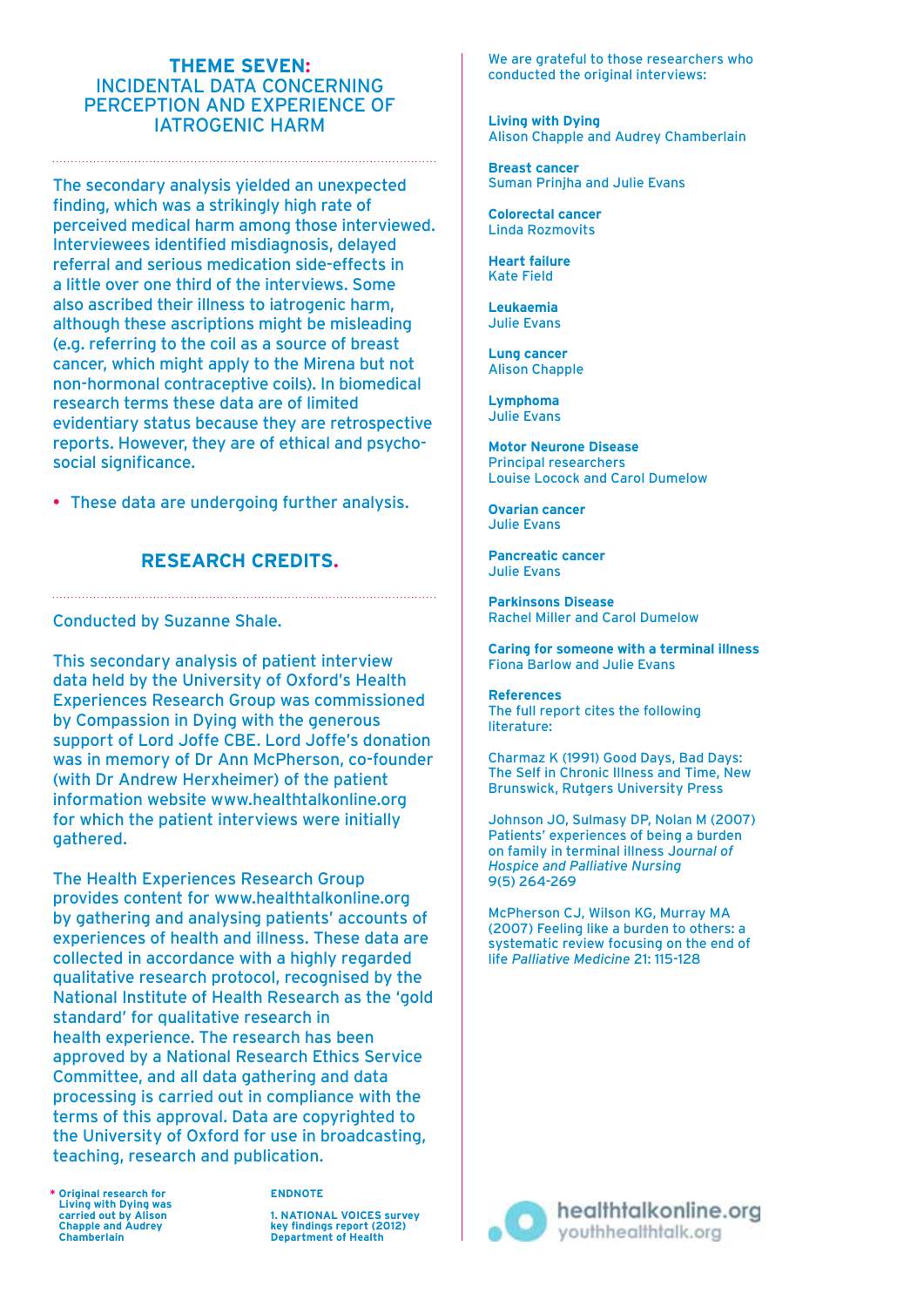## THEME SEVEN: INCIDENTAL DATA CONCERNING PERCEPTION AND EXPERIENCE OF IATROGENIC HARM

The secondary analysis yielded an unexpected finding, which was a strikingly high rate of perceived medical harm among those interviewed. Interviewees identified misdiagnosis, delayed referral and serious medication side-effects in a little over one third of the interviews. Some also ascribed their illness to iatrogenic harm, although these ascriptions might be misleading (e.g. referring to the coil as a source of breast cancer, which might apply to the Mirena but not non-hormonal contraceptive coils). In biomedical research terms these data are of limited evidentiary status because they are retrospective reports. However, they are of ethical and psycho-social significance.

- These data are undergoing further analysis.

## RESEARCH CREDITS.

Conducted by Suzanne Shale.

This secondary analysis of patient interview data held by the University of Oxford's Health Experiences Research Group was commissioned by Compassion in Dying with the generous support of Lord Joffe CBE. Lord Joffe's donation was in memory of Dr Ann McPherson, co-founder (with Dr Andrew Herxheimer) of the patient information website www.healthtalkonline.org for which the patient interviews were initially gathered.

The Health Experiences Research Group provides content for www.healthtalkonline.org by gathering and analysing patients' accounts of experiences of health and illness. These data are collected in accordance with a highly regarded qualitative research protocol, recognised by the National Institute of Health Research as the 'gold standard' for qualitative research in health experience. The research has been approved by a National Research Ethics Service Committee, and all data gathering and data processing is carried out in compliance with the terms of this approval. Data are copyrighted to the University of Oxford for use in broadcasting, teaching, research and publication.

We are grateful to those researchers who conducted the original interviews:

**Living with Dying**
Alison Chapple and Audrey Chamberlain

**Breast cancer**
Suman Prinjha and Julie Evans

**Colorectal cancer**
Linda Rozmovits

**Heart failure**
Kate Field

**Leukaemia**
Julie Evans

**Lung cancer**
Alison Chapple

**Lymphoma**
Julie Evans

**Motor Neurone Disease**
Principal researchers
Louise Locock and Carol Dumelow

**Ovarian cancer**
Julie Evans

**Pancreatic cancer**
Julie Evans

**Parkinsons Disease**
Rachel Miller and Carol Dumelow

**Caring for someone with a terminal illness**
Fiona Barlow and Julie Evans

**References**
The full report cites the following literature:

Charmaz K (1991) Good Days, Bad Days: The Self in Chronic Illness and Time, New Brunswick, Rutgers University Press

Johnson JO, Sulmasy DP, Nolan M (2007) Patients' experiences of being a burden on family in terminal illness *Journal of Hospice and Palliative Nursing* 9(5) 264-269

McPherson CJ, Wilson KG, Murray MA (2007) Feeling like a burden to others: a systematic review focusing on the end of life *Palliative Medicine* 21: 115-128

**\* Original research for Living with Dying was carried out by Alison Chapple and Audrey Chamberlain**

**ENDNOTE**

**1. NATIONAL VOICES survey key findings report (2012) Department of Health**

healthtalkonline.org
youthhealthtalk.org